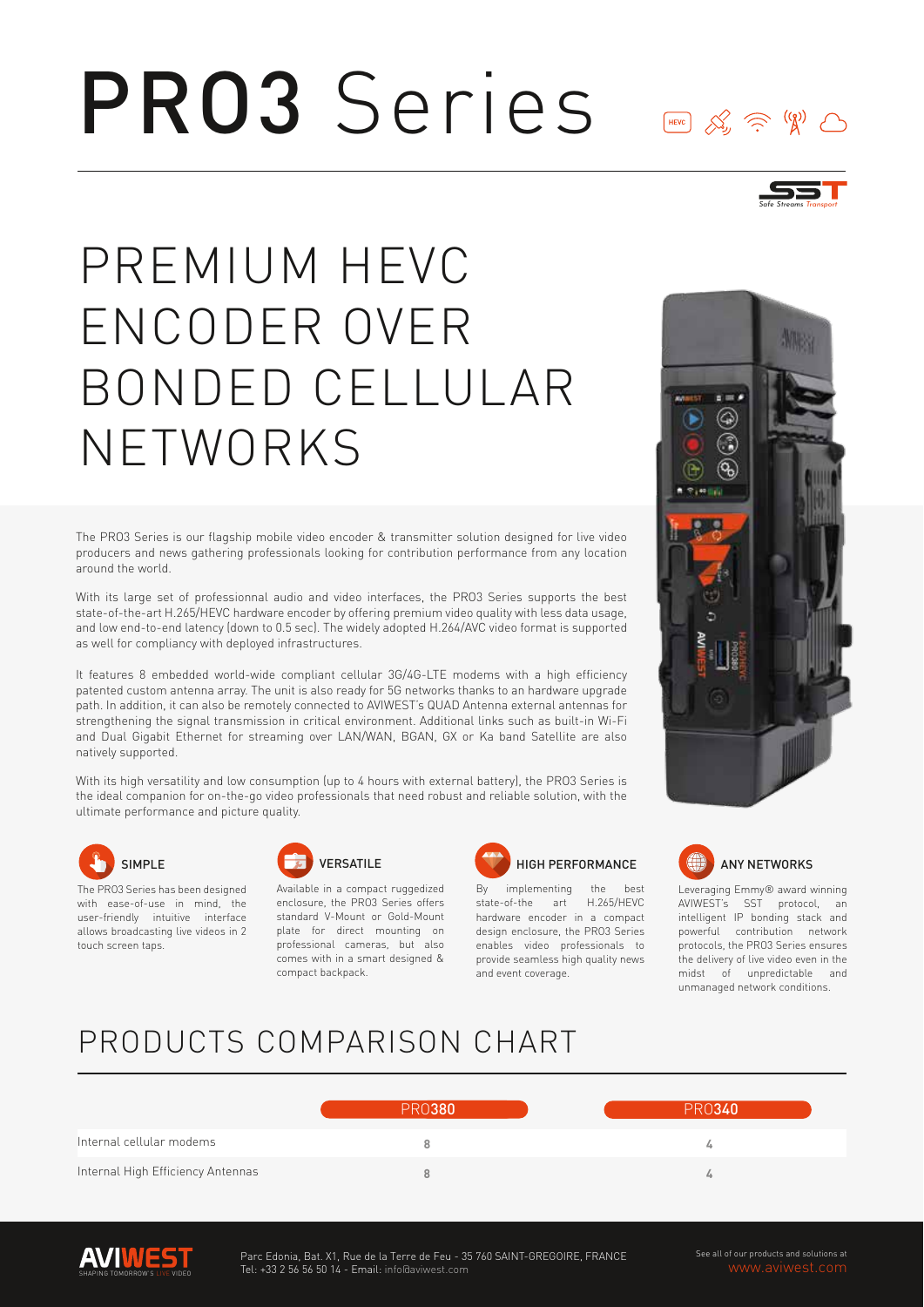# PRO3 Series

## PREMIUM HEVC ENCODER OVER BONDED CELLULAR NETWORKS

The PRO3 Series is our flagship mobile video encoder & transmitter solution designed for live video producers and news gathering professionals looking for contribution performance from any location around the world.

With its large set of professionnal audio and video interfaces, the PRO3 Series supports the best state-of-the-art H.265/HEVC hardware encoder by offering premium video quality with less data usage, and low end-to-end latency (down to 0.5 sec). The widely adopted H.264/AVC video format is supported as well for compliancy with deployed infrastructures.

It features 8 embedded world-wide compliant cellular 3G/4G-LTE modems with a high efficiency patented custom antenna array. The unit is also ready for 5G networks thanks to an hardware upgrade path. In addition, it can also be remotely connected to AVIWEST's QUAD Antenna external antennas for strengthening the signal transmission in critical environment. Additional links such as built-in Wi-Fi and Dual Gigabit Ethernet for streaming over LAN/WAN, BGAN, GX or Ka band Satellite are also natively supported.

With its high versatility and low consumption (up to 4 hours with external battery), the PRO3 Series is the ideal companion for on-the-go video professionals that need robust and reliable solution, with the ultimate performance and picture quality.

### SIMPLE

The PRO3 Series has been designed with ease-of-use in mind, the user-friendly intuitive interface allows broadcasting live videos in 2 touch screen taps.

### VERSATILE

Available in a compact ruggedized enclosure, the PRO3 Series offers standard V-Mount or Gold-Mount plate for direct mounting on professional cameras, but also comes with in a smart designed & compact backpack.

### HIGH PERFORMANCE

By implementing the best state-of-the art H.265/HEVC hardware encoder in a compact design enclosure, the PRO3 Series enables video professionals to provide seamless high quality news and event coverage.

### ANY NETWORKS

Leveraging Emmy® award winning AVIWEST's SST protocol, an intelligent IP bonding stack and powerful contribution network protocols, the PRO3 Series ensures the delivery of live video even in the midst of unpredictable and unmanaged network conditions.

## PRODUCTS COMPARISON CHART

| | PRO380 | PRO340 |
|---|---|---|
| Internal cellular modems | 8 | 4 |
| Internal High Efficiency Antennas | 8 | 4 |

Parc Edonia, Bat. X1, Rue de la Terre de Feu - 35 760 SAINT-GREGOIRE, FRANCE
Tel: +33 2 56 56 50 14 - Email: info@aviwest.com

See all of our products and solutions at www.aviwest.com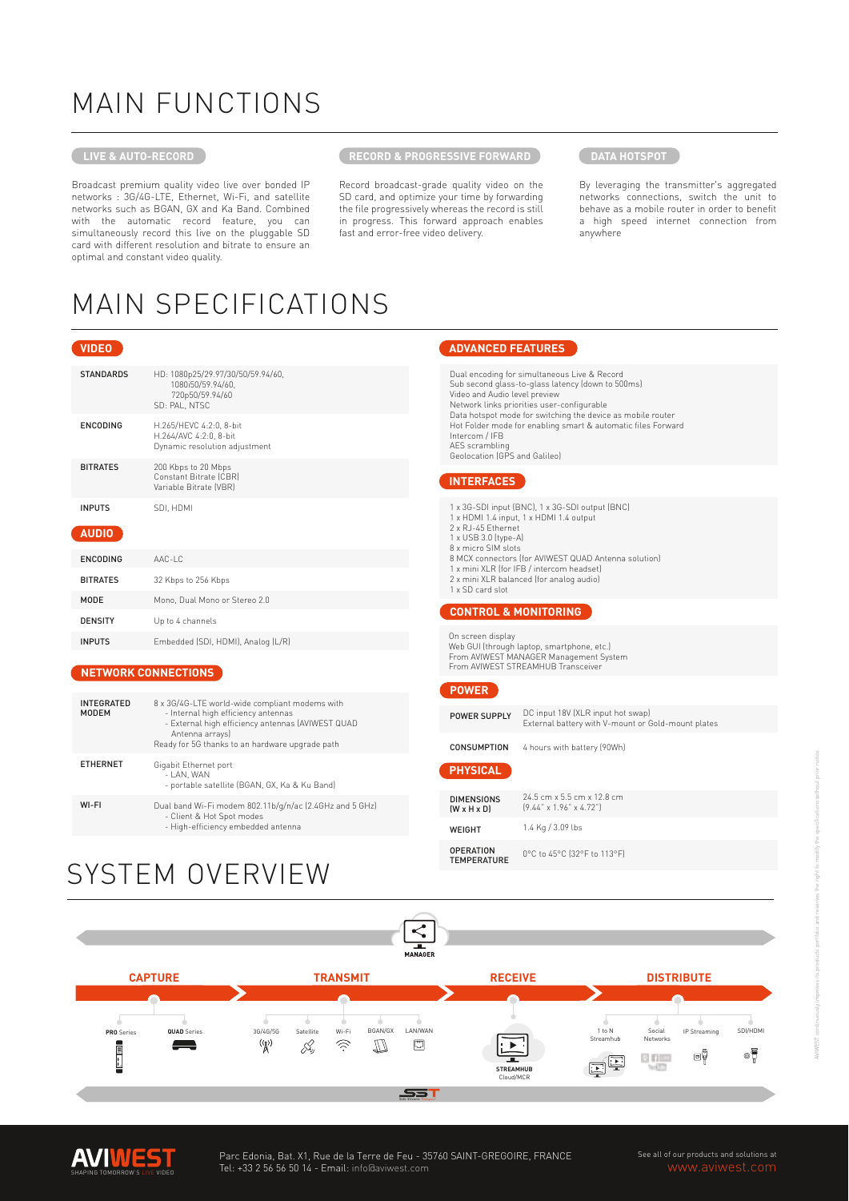# MAIN FUNCTIONS

## LIVE & AUTO-RECORD

Broadcast premium quality video live over bonded IP networks : 3G/4G-LTE, Ethernet, Wi-Fi, and satellite networks such as BGAN, GX and Ka Band. Combined with the automatic record feature, you can simultaneously record this live on the pluggable SD card with different resolution and bitrate to ensure an optimal and constant video quality.

## RECORD & PROGRESSIVE FORWARD

Record broadcast-grade quality video on the SD card, and optimize your time by forwarding the file progressively whereas the record is still in progress. This forward approach enables fast and error-free video delivery.

## DATA HOTSPOT

By leveraging the transmitter's aggregated networks connections, switch the unit to behave as a mobile router in order to benefit a high speed internet connection from anywhere

# MAIN SPECIFICATIONS

## VIDEO

| | |
|---|---|
| STANDARDS | HD: 1080p25/29.97/30/50/59.94/60, 1080i50/59.94/60, 720p50/59.94/60<br>SD: PAL, NTSC |
| ENCODING | H.265/HEVC 4:2:0, 8-bit<br>H.264/AVC 4:2:0, 8-bit<br>Dynamic resolution adjustment |
| BITRATES | 200 Kbps to 20 Mbps<br>Constant Bitrate (CBR)<br>Variable Bitrate (VBR) |
| INPUTS | SDI, HDMI |

## AUDIO

| | |
|---|---|
| ENCODING | AAC-LC |
| BITRATES | 32 Kbps to 256 Kbps |
| MODE | Mono, Dual Mono or Stereo 2.0 |
| DENSITY | Up to 4 channels |
| INPUTS | Embedded (SDI, HDMI), Analog (L/R) |

## NETWORK CONNECTIONS

| | |
|---|---|
| INTEGRATED MODEM | 8 x 3G/4G-LTE world-wide compliant modems with<br>- Internal high efficiency antennas<br>- External high efficiency antennas (AVIWEST QUAD Antenna arrays)<br>Ready for 5G thanks to an hardware upgrade path |
| ETHERNET | Gigabit Ethernet port<br>- LAN, WAN<br>- portable satellite (BGAN, GX, Ka & Ku Band) |
| WI-FI | Dual band Wi-Fi modem 802.11b/g/n/ac (2.4GHz and 5 GHz)<br>- Client & Hot Spot modes<br>- High-efficiency embedded antenna |

## ADVANCED FEATURES

Dual encoding for simultaneous Live & Record
Sub second glass-to-glass latency (down to 500ms)
Video and Audio level preview
Network links priorities user-configurable
Data hotspot mode for switching the device as mobile router
Hot Folder mode for enabling smart & automatic files Forward
Intercom / IFB
AES scrambling
Geolocation (GPS and Galileo)

## INTERFACES

1 x 3G-SDI input (BNC), 1 x 3G-SDI output (BNC)
1 x HDMI 1.4 input, 1 x HDMI 1.4 output
2 x RJ-45 Ethernet
1 x USB 3.0 (type-A)
8 x micro SIM slots
8 MCX connectors (for AVIWEST QUAD Antenna solution)
1 x mini XLR (for IFB / intercom headset)
2 x mini XLR balanced (for analog audio)
1 x SD card slot

## CONTROL & MONITORING

On screen display
Web GUI (through laptop, smartphone, etc.)
From AVIWEST MANAGER Management System
From AVIWEST STREAMHUB Transceiver

## POWER

| | |
|---|---|
| POWER SUPPLY | DC input 18V (XLR input hot swap)<br>External battery with V-mount or Gold-mount plates |
| CONSUMPTION | 4 hours with battery (90Wh) |

## PHYSICAL

| | |
|---|---|
| DIMENSIONS (W x H x D) | 24.5 cm x 5.5 cm x 12.8 cm<br>(9.44" x 1.96" x 4.72") |
| WEIGHT | 1.4 Kg / 3.09 lbs |
| OPERATION TEMPERATURE | 0°C to 45°C (32°F to 113°F) |

# SYSTEM OVERVIEW

MANAGER

CAPTURE: PRO Series, QUAD Series

TRANSMIT: 3G/4G/5G, Satellite, Wi-Fi, BGAN/GX, LAN/WAN

RECEIVE: STREAMHUB Cloud/MCR

DISTRIBUTE: 1 to N Streamhub, Social Networks, IP Streaming, SDI/HDMI

SST

AVIWEST continuously improves its products portfolio and reserves the right to modify the specifications without prior notice.

AVIWEST SHAPING TOMORROW'S LIVE VIDEO

Parc Edonia, Bat. X1, Rue de la Terre de Feu - 35760 SAINT-GREGOIRE, FRANCE
Tel: +33 2 56 56 50 14 - Email: info@aviwest.com

See all of our products and solutions at www.aviwest.com